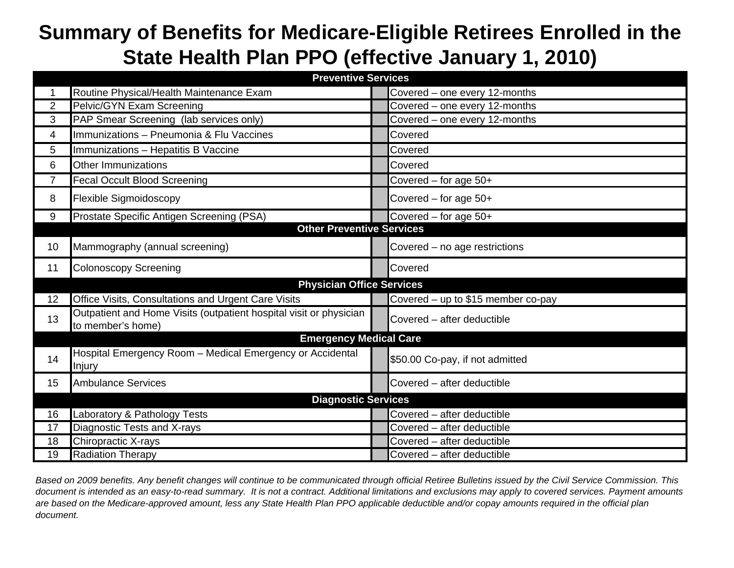# Summary of Benefits for Medicare-Eligible Retirees Enrolled in the State Health Plan PPO (effective January 1, 2010)

| # | Service | | Coverage |
|---|---|---|---|
| **Preventive Services** | | | |
| 1 | Routine Physical/Health Maintenance Exam | | Covered – one every 12-months |
| 2 | Pelvic/GYN Exam Screening | | Covered – one every 12-months |
| 3 | PAP Smear Screening (lab services only) | | Covered – one every 12-months |
| 4 | Immunizations – Pneumonia & Flu Vaccines | | Covered |
| 5 | Immunizations – Hepatitis B Vaccine | | Covered |
| 6 | Other Immunizations | | Covered |
| 7 | Fecal Occult Blood Screening | | Covered – for age 50+ |
| 8 | Flexible Sigmoidoscopy | | Covered – for age 50+ |
| 9 | Prostate Specific Antigen Screening (PSA) | | Covered – for age 50+ |
| **Other Preventive Services** | | | |
| 10 | Mammography (annual screening) | | Covered – no age restrictions |
| 11 | Colonoscopy Screening | | Covered |
| **Physician Office Services** | | | |
| 12 | Office Visits, Consultations and Urgent Care Visits | | Covered – up to $15 member co-pay |
| 13 | Outpatient and Home Visits (outpatient hospital visit or physician to member's home) | | Covered – after deductible |
| **Emergency Medical Care** | | | |
| 14 | Hospital Emergency Room – Medical Emergency or Accidental Injury | | $50.00 Co-pay, if not admitted |
| 15 | Ambulance Services | | Covered – after deductible |
| **Diagnostic Services** | | | |
| 16 | Laboratory & Pathology Tests | | Covered – after deductible |
| 17 | Diagnostic Tests and X-rays | | Covered – after deductible |
| 18 | Chiropractic X-rays | | Covered – after deductible |
| 19 | Radiation Therapy | | Covered – after deductible |

*Based on 2009 benefits. Any benefit changes will continue to be communicated through official Retiree Bulletins issued by the Civil Service Commission. This document is intended as an easy-to-read summary. It is not a contract. Additional limitations and exclusions may apply to covered services. Payment amounts are based on the Medicare-approved amount, less any State Health Plan PPO applicable deductible and/or copay amounts required in the official plan document.*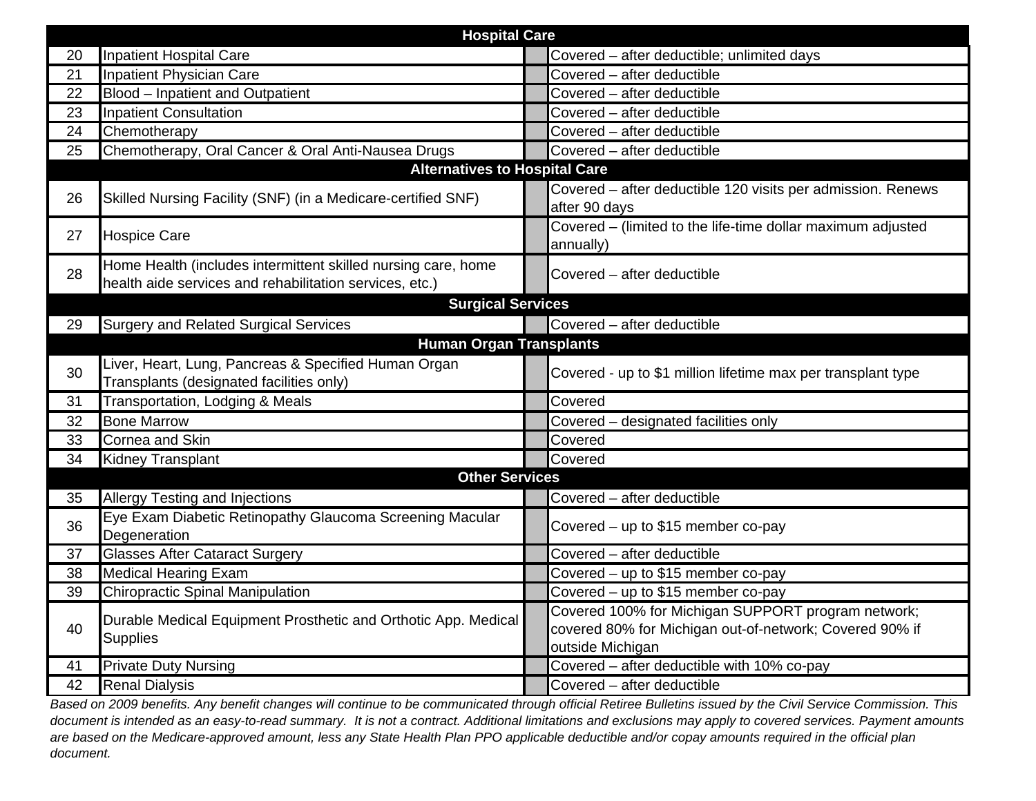| | Hospital Care | | |
|---|---|---|---|
| 20 | Inpatient Hospital Care | | Covered – after deductible; unlimited days |
| 21 | Inpatient Physician Care | | Covered – after deductible |
| 22 | Blood – Inpatient and Outpatient | | Covered – after deductible |
| 23 | Inpatient Consultation | | Covered – after deductible |
| 24 | Chemotherapy | | Covered – after deductible |
| 25 | Chemotherapy, Oral Cancer & Oral Anti-Nausea Drugs | | Covered – after deductible |
| | **Alternatives to Hospital Care** | | |
| 26 | Skilled Nursing Facility (SNF) (in a Medicare-certified SNF) | | Covered – after deductible 120 visits per admission. Renews after 90 days |
| 27 | Hospice Care | | Covered – (limited to the life-time dollar maximum adjusted annually) |
| 28 | Home Health (includes intermittent skilled nursing care, home health aide services and rehabilitation services, etc.) | | Covered – after deductible |
| | **Surgical Services** | | |
| 29 | Surgery and Related Surgical Services | | Covered – after deductible |
| | **Human Organ Transplants** | | |
| 30 | Liver, Heart, Lung, Pancreas & Specified Human Organ Transplants (designated facilities only) | | Covered - up to $1 million lifetime max per transplant type |
| 31 | Transportation, Lodging & Meals | | Covered |
| 32 | Bone Marrow | | Covered – designated facilities only |
| 33 | Cornea and Skin | | Covered |
| 34 | Kidney Transplant | | Covered |
| | **Other Services** | | |
| 35 | Allergy Testing and Injections | | Covered – after deductible |
| 36 | Eye Exam Diabetic Retinopathy Glaucoma Screening Macular Degeneration | | Covered – up to $15 member co-pay |
| 37 | Glasses After Cataract Surgery | | Covered – after deductible |
| 38 | Medical Hearing Exam | | Covered – up to $15 member co-pay |
| 39 | Chiropractic Spinal Manipulation | | Covered – up to $15 member co-pay |
| 40 | Durable Medical Equipment Prosthetic and Orthotic App. Medical Supplies | | Covered 100% for Michigan SUPPORT program network; covered 80% for Michigan out-of-network; Covered 90% if outside Michigan |
| 41 | Private Duty Nursing | | Covered – after deductible with 10% co-pay |
| 42 | Renal Dialysis | | Covered – after deductible |

*Based on 2009 benefits. Any benefit changes will continue to be communicated through official Retiree Bulletins issued by the Civil Service Commission. This document is intended as an easy-to-read summary. It is not a contract. Additional limitations and exclusions may apply to covered services. Payment amounts are based on the Medicare-approved amount, less any State Health Plan PPO applicable deductible and/or copay amounts required in the official plan document.*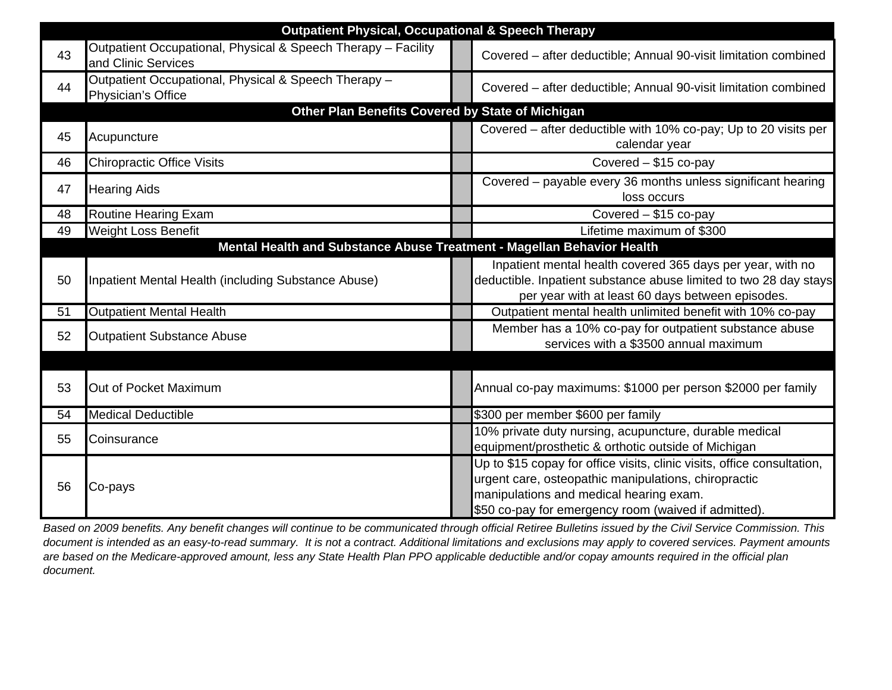| | | | |
|---|---|---|---|
| **Outpatient Physical, Occupational & Speech Therapy** | | | |
| 43 | Outpatient Occupational, Physical & Speech Therapy – Facility and Clinic Services | | Covered – after deductible; Annual 90-visit limitation combined |
| 44 | Outpatient Occupational, Physical & Speech Therapy – Physician's Office | | Covered – after deductible; Annual 90-visit limitation combined |
| **Other Plan Benefits Covered by State of Michigan** | | | |
| 45 | Acupuncture | | Covered – after deductible with 10% co-pay; Up to 20 visits per calendar year |
| 46 | Chiropractic Office Visits | | Covered – $15 co-pay |
| 47 | Hearing Aids | | Covered – payable every 36 months unless significant hearing loss occurs |
| 48 | Routine Hearing Exam | | Covered – $15 co-pay |
| 49 | Weight Loss Benefit | | Lifetime maximum of $300 |
| **Mental Health and Substance Abuse Treatment - Magellan Behavior Health** | | | |
| 50 | Inpatient Mental Health (including Substance Abuse) | | Inpatient mental health covered 365 days per year, with no deductible. Inpatient substance abuse limited to two 28 day stays per year with at least 60 days between episodes. |
| 51 | Outpatient Mental Health | | Outpatient mental health unlimited benefit with 10% co-pay |
| 52 | Outpatient Substance Abuse | | Member has a 10% co-pay for outpatient substance abuse services with a $3500 annual maximum |
| | | | |
| 53 | Out of Pocket Maximum | | Annual co-pay maximums: $1000 per person $2000 per family |
| 54 | Medical Deductible | | $300 per member $600 per family |
| 55 | Coinsurance | | 10% private duty nursing, acupuncture, durable medical equipment/prosthetic & orthotic outside of Michigan |
| 56 | Co-pays | | Up to $15 copay for office visits, clinic visits, office consultation, urgent care, osteopathic manipulations, chiropractic manipulations and medical hearing exam.<br>$50 co-pay for emergency room (waived if admitted). |

*Based on 2009 benefits. Any benefit changes will continue to be communicated through official Retiree Bulletins issued by the Civil Service Commission. This document is intended as an easy-to-read summary. It is not a contract. Additional limitations and exclusions may apply to covered services. Payment amounts are based on the Medicare-approved amount, less any State Health Plan PPO applicable deductible and/or copay amounts required in the official plan document.*